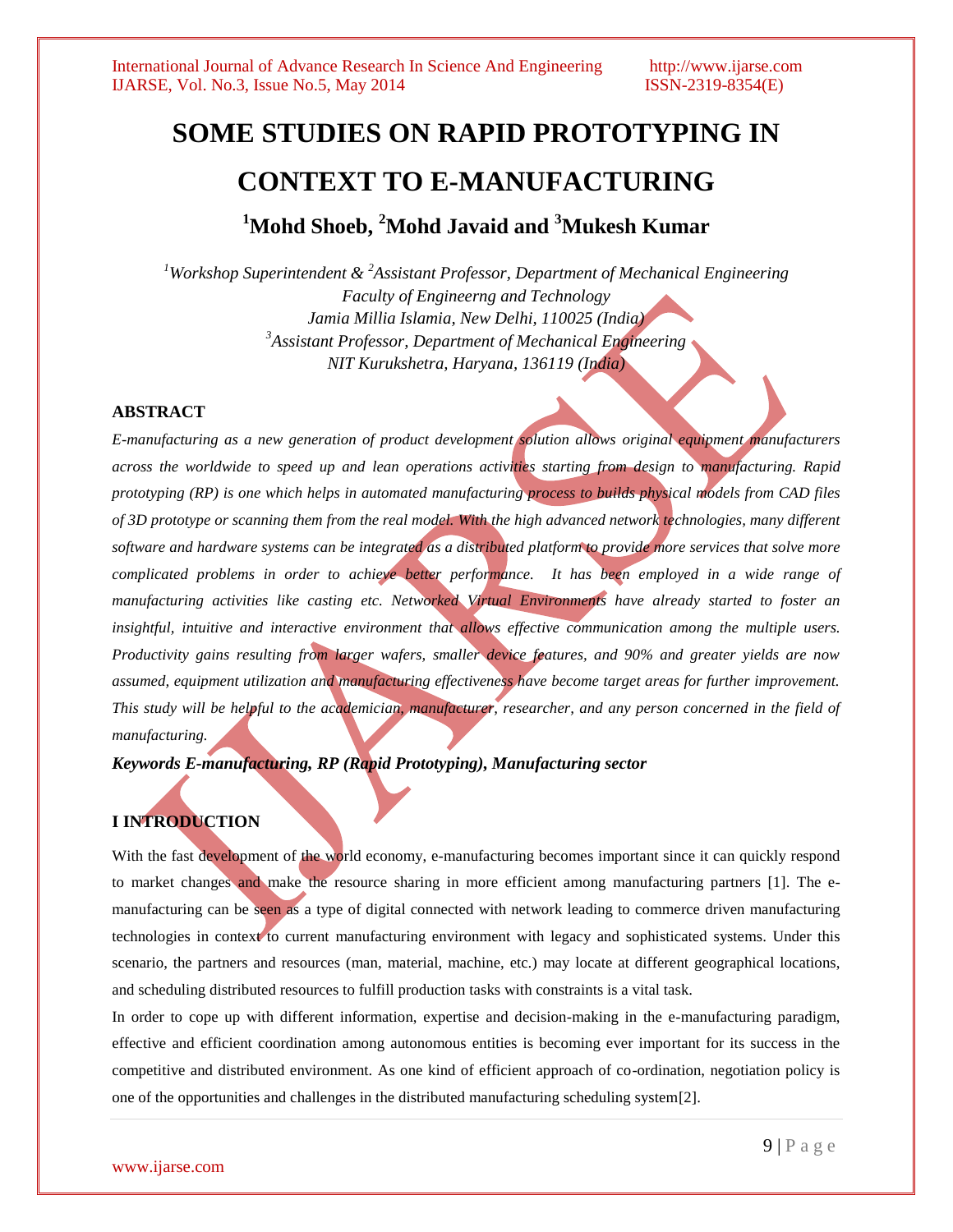# SOME STUDIES ON RAPID PROTOTYPING IN CONTEXT TO E-MANUFACTURING

## [1]Mohd Shoeb, [2]Mohd Javaid and [3]Mukesh Kumar

*[1]Workshop Superintendent & [2]Assistant Professor, Department of Mechanical Engineering*
*Faculty of Engineerng and Technology*
*Jamia Millia Islamia, New Delhi, 110025 (India)*
*[3]Assistant Professor, Department of Mechanical Engineering*
*NIT Kurukshetra, Haryana, 136119 (India)*

### ABSTRACT

*E-manufacturing as a new generation of product development solution allows original equipment manufacturers across the worldwide to speed up and lean operations activities starting from design to manufacturing. Rapid prototyping (RP) is one which helps in automated manufacturing process to builds physical models from CAD files of 3D prototype or scanning them from the real model. With the high advanced network technologies, many different software and hardware systems can be integrated as a distributed platform to provide more services that solve more complicated problems in order to achieve better performance. It has been employed in a wide range of manufacturing activities like casting etc. Networked Virtual Environments have already started to foster an insightful, intuitive and interactive environment that allows effective communication among the multiple users. Productivity gains resulting from larger wafers, smaller device features, and 90% and greater yields are now assumed, equipment utilization and manufacturing effectiveness have become target areas for further improvement. This study will be helpful to the academician, manufacturer, researcher, and any person concerned in the field of manufacturing.*

***Keywords E-manufacturing, RP (Rapid Prototyping), Manufacturing sector***

### I INTRODUCTION

With the fast development of the world economy, e-manufacturing becomes important since it can quickly respond to market changes and make the resource sharing in more efficient among manufacturing partners [1]. The e-manufacturing can be seen as a type of digital connected with network leading to commerce driven manufacturing technologies in context to current manufacturing environment with legacy and sophisticated systems. Under this scenario, the partners and resources (man, material, machine, etc.) may locate at different geographical locations, and scheduling distributed resources to fulfill production tasks with constraints is a vital task.

In order to cope up with different information, expertise and decision-making in the e-manufacturing paradigm, effective and efficient coordination among autonomous entities is becoming ever important for its success in the competitive and distributed environment. As one kind of efficient approach of co-ordination, negotiation policy is one of the opportunities and challenges in the distributed manufacturing scheduling system[2].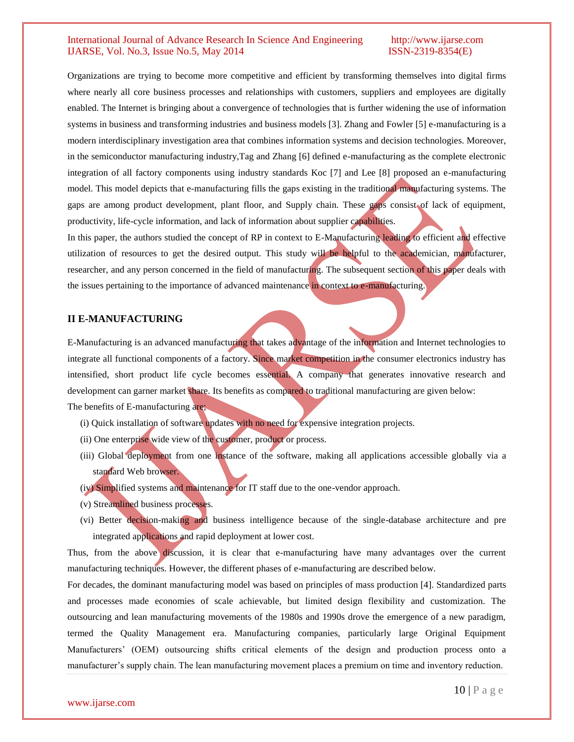Organizations are trying to become more competitive and efficient by transforming themselves into digital firms where nearly all core business processes and relationships with customers, suppliers and employees are digitally enabled. The Internet is bringing about a convergence of technologies that is further widening the use of information systems in business and transforming industries and business models [3]. Zhang and Fowler [5] e-manufacturing is a modern interdisciplinary investigation area that combines information systems and decision technologies. Moreover, in the semiconductor manufacturing industry,Tag and Zhang [6] defined e-manufacturing as the complete electronic integration of all factory components using industry standards Koc [7] and Lee [8] proposed an e-manufacturing model. This model depicts that e-manufacturing fills the gaps existing in the traditional manufacturing systems. The gaps are among product development, plant floor, and Supply chain. These gaps consist of lack of equipment, productivity, life-cycle information, and lack of information about supplier capabilities.

In this paper, the authors studied the concept of RP in context to E-Manufacturing leading to efficient and effective utilization of resources to get the desired output. This study will be helpful to the academician, manufacturer, researcher, and any person concerned in the field of manufacturing. The subsequent section of this paper deals with the issues pertaining to the importance of advanced maintenance in context to e-manufacturing.

## II E-MANUFACTURING

E-Manufacturing is an advanced manufacturing that takes advantage of the information and Internet technologies to integrate all functional components of a factory. Since market competition in the consumer electronics industry has intensified, short product life cycle becomes essential. A company that generates innovative research and development can garner market share. Its benefits as compared to traditional manufacturing are given below:

The benefits of E-manufacturing are;

(i) Quick installation of software updates with no need for expensive integration projects.

(ii) One enterprise wide view of the customer, product or process.

(iii) Global deployment from one instance of the software, making all applications accessible globally via a standard Web browser.

(iv) Simplified systems and maintenance for IT staff due to the one-vendor approach.

(v) Streamlined business processes.

(vi) Better decision-making and business intelligence because of the single-database architecture and pre integrated applications and rapid deployment at lower cost.

Thus, from the above discussion, it is clear that e-manufacturing have many advantages over the current manufacturing techniques. However, the different phases of e-manufacturing are described below.

For decades, the dominant manufacturing model was based on principles of mass production [4]. Standardized parts and processes made economies of scale achievable, but limited design flexibility and customization. The outsourcing and lean manufacturing movements of the 1980s and 1990s drove the emergence of a new paradigm, termed the Quality Management era. Manufacturing companies, particularly large Original Equipment Manufacturers' (OEM) outsourcing shifts critical elements of the design and production process onto a manufacturer's supply chain. The lean manufacturing movement places a premium on time and inventory reduction.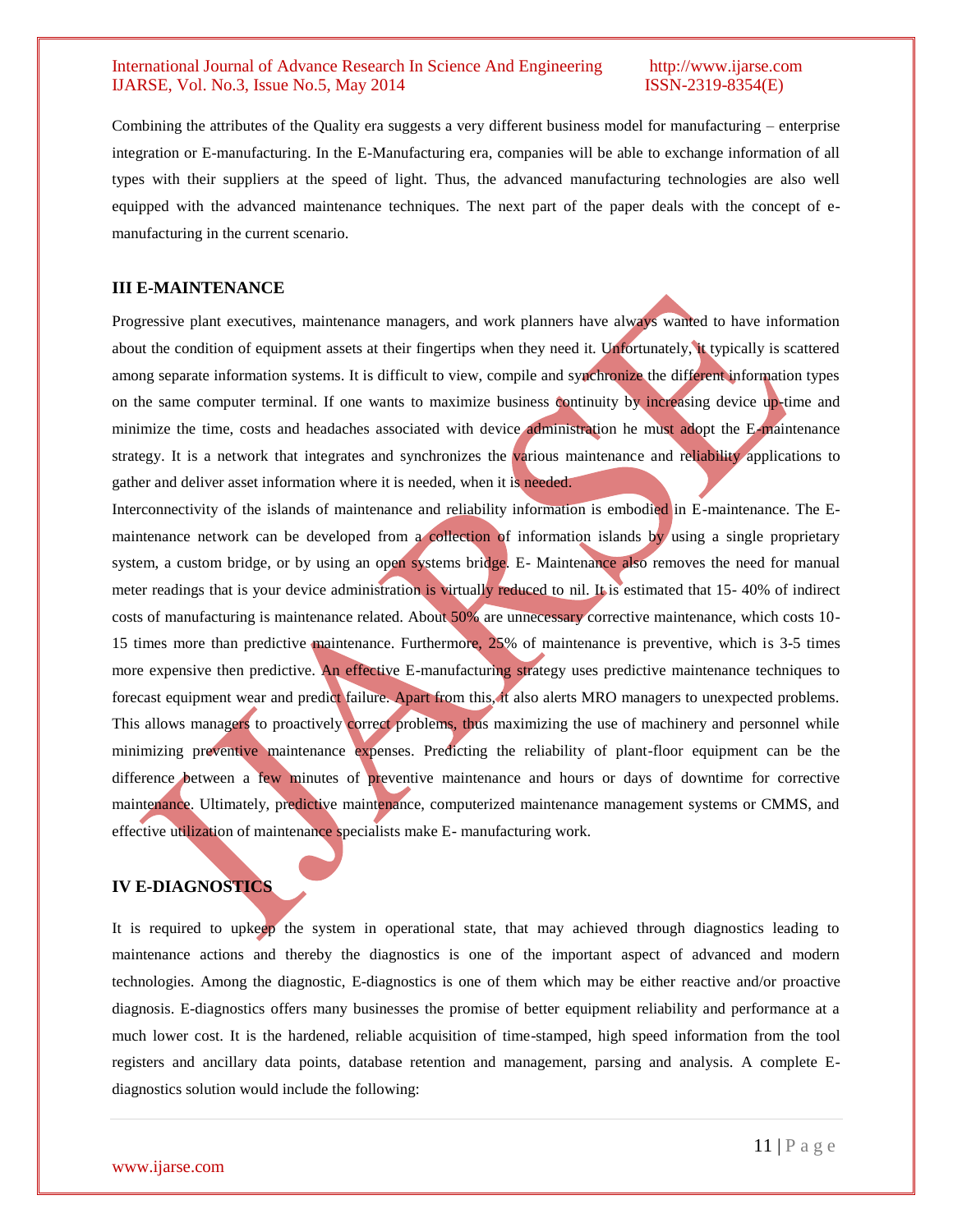Combining the attributes of the Quality era suggests a very different business model for manufacturing – enterprise integration or E-manufacturing. In the E-Manufacturing era, companies will be able to exchange information of all types with their suppliers at the speed of light. Thus, the advanced manufacturing technologies are also well equipped with the advanced maintenance techniques. The next part of the paper deals with the concept of e-manufacturing in the current scenario.

## III E-MAINTENANCE

Progressive plant executives, maintenance managers, and work planners have always wanted to have information about the condition of equipment assets at their fingertips when they need it. Unfortunately, it typically is scattered among separate information systems. It is difficult to view, compile and synchronize the different information types on the same computer terminal. If one wants to maximize business continuity by increasing device up-time and minimize the time, costs and headaches associated with device administration he must adopt the E-maintenance strategy. It is a network that integrates and synchronizes the various maintenance and reliability applications to gather and deliver asset information where it is needed, when it is needed.

Interconnectivity of the islands of maintenance and reliability information is embodied in E-maintenance. The E-maintenance network can be developed from a collection of information islands by using a single proprietary system, a custom bridge, or by using an open systems bridge. E- Maintenance also removes the need for manual meter readings that is your device administration is virtually reduced to nil. It is estimated that 15- 40% of indirect costs of manufacturing is maintenance related. About 50% are unnecessary corrective maintenance, which costs 10-15 times more than predictive maintenance. Furthermore, 25% of maintenance is preventive, which is 3-5 times more expensive then predictive. An effective E-manufacturing strategy uses predictive maintenance techniques to forecast equipment wear and predict failure. Apart from this, it also alerts MRO managers to unexpected problems. This allows managers to proactively correct problems, thus maximizing the use of machinery and personnel while minimizing preventive maintenance expenses. Predicting the reliability of plant-floor equipment can be the difference between a few minutes of preventive maintenance and hours or days of downtime for corrective maintenance. Ultimately, predictive maintenance, computerized maintenance management systems or CMMS, and effective utilization of maintenance specialists make E- manufacturing work.

## IV E-DIAGNOSTICS

It is required to upkeep the system in operational state, that may achieved through diagnostics leading to maintenance actions and thereby the diagnostics is one of the important aspect of advanced and modern technologies. Among the diagnostic, E-diagnostics is one of them which may be either reactive and/or proactive diagnosis. E-diagnostics offers many businesses the promise of better equipment reliability and performance at a much lower cost. It is the hardened, reliable acquisition of time-stamped, high speed information from the tool registers and ancillary data points, database retention and management, parsing and analysis. A complete E-diagnostics solution would include the following: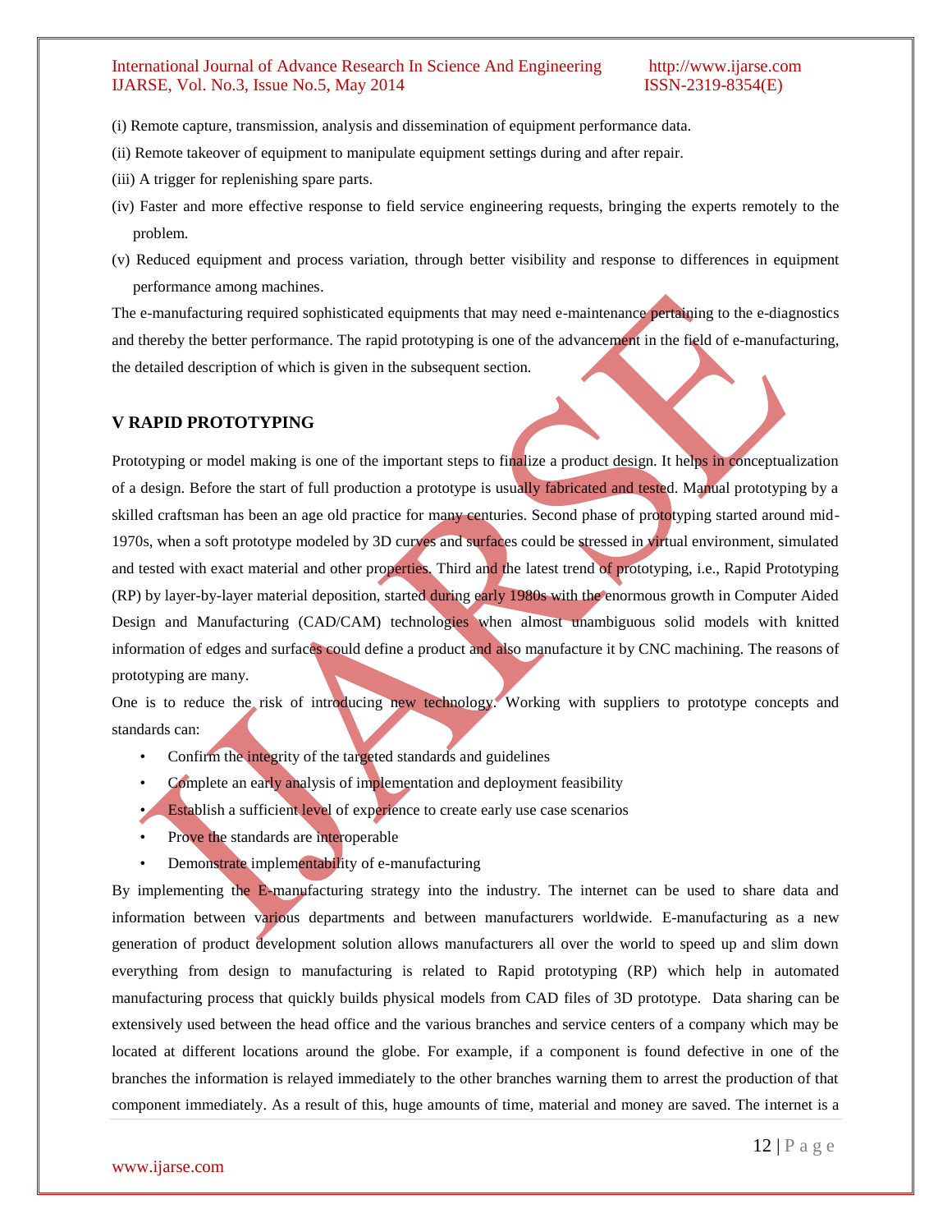(i) Remote capture, transmission, analysis and dissemination of equipment performance data.

(ii) Remote takeover of equipment to manipulate equipment settings during and after repair.

(iii) A trigger for replenishing spare parts.

(iv) Faster and more effective response to field service engineering requests, bringing the experts remotely to the problem.

(v) Reduced equipment and process variation, through better visibility and response to differences in equipment performance among machines.

The e-manufacturing required sophisticated equipments that may need e-maintenance pertaining to the e-diagnostics and thereby the better performance. The rapid prototyping is one of the advancement in the field of e-manufacturing, the detailed description of which is given in the subsequent section.

## V RAPID PROTOTYPING

Prototyping or model making is one of the important steps to finalize a product design. It helps in conceptualization of a design. Before the start of full production a prototype is usually fabricated and tested. Manual prototyping by a skilled craftsman has been an age old practice for many centuries. Second phase of prototyping started around mid-1970s, when a soft prototype modeled by 3D curves and surfaces could be stressed in virtual environment, simulated and tested with exact material and other properties. Third and the latest trend of prototyping, i.e., Rapid Prototyping (RP) by layer-by-layer material deposition, started during early 1980s with the enormous growth in Computer Aided Design and Manufacturing (CAD/CAM) technologies when almost unambiguous solid models with knitted information of edges and surfaces could define a product and also manufacture it by CNC machining. The reasons of prototyping are many.

One is to reduce the risk of introducing new technology. Working with suppliers to prototype concepts and standards can:

- Confirm the integrity of the targeted standards and guidelines
- Complete an early analysis of implementation and deployment feasibility
- Establish a sufficient level of experience to create early use case scenarios
- Prove the standards are interoperable
- Demonstrate implementability of e-manufacturing

By implementing the E-manufacturing strategy into the industry. The internet can be used to share data and information between various departments and between manufacturers worldwide. E-manufacturing as a new generation of product development solution allows manufacturers all over the world to speed up and slim down everything from design to manufacturing is related to Rapid prototyping (RP) which help in automated manufacturing process that quickly builds physical models from CAD files of 3D prototype. Data sharing can be extensively used between the head office and the various branches and service centers of a company which may be located at different locations around the globe. For example, if a component is found defective in one of the branches the information is relayed immediately to the other branches warning them to arrest the production of that component immediately. As a result of this, huge amounts of time, material and money are saved. The internet is a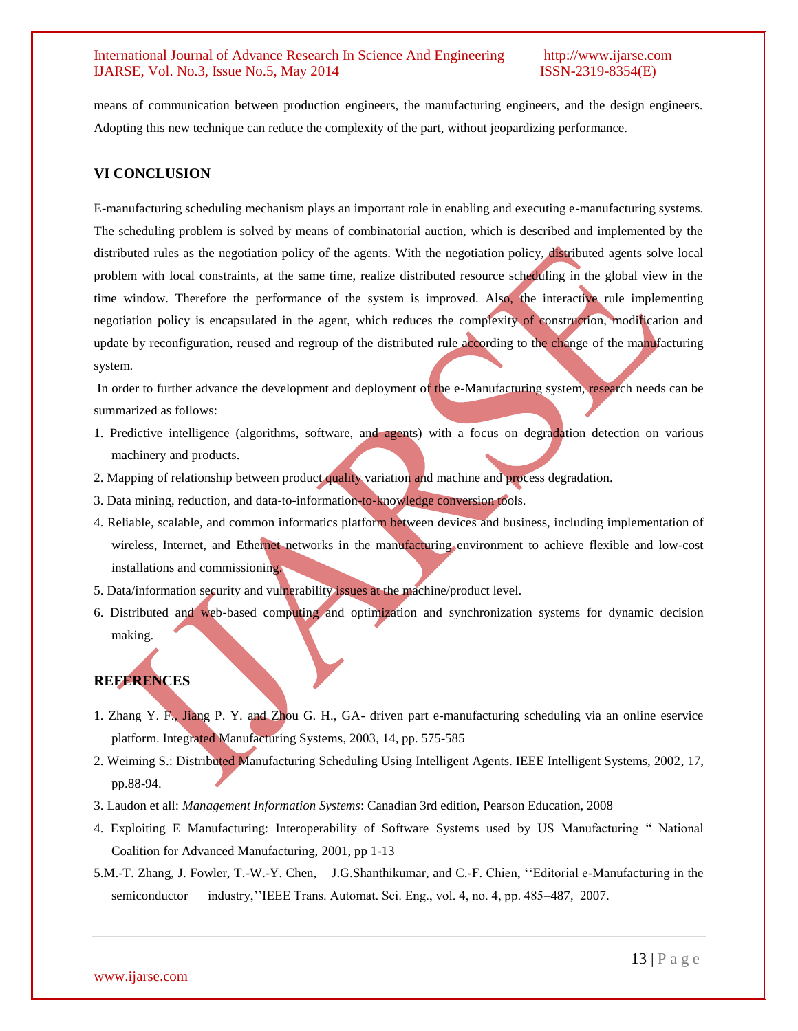means of communication between production engineers, the manufacturing engineers, and the design engineers. Adopting this new technique can reduce the complexity of the part, without jeopardizing performance.

## VI CONCLUSION

E-manufacturing scheduling mechanism plays an important role in enabling and executing e-manufacturing systems. The scheduling problem is solved by means of combinatorial auction, which is described and implemented by the distributed rules as the negotiation policy of the agents. With the negotiation policy, distributed agents solve local problem with local constraints, at the same time, realize distributed resource scheduling in the global view in the time window. Therefore the performance of the system is improved. Also, the interactive rule implementing negotiation policy is encapsulated in the agent, which reduces the complexity of construction, modification and update by reconfiguration, reused and regroup of the distributed rule according to the change of the manufacturing system.

In order to further advance the development and deployment of the e-Manufacturing system, research needs can be summarized as follows:

1. Predictive intelligence (algorithms, software, and agents) with a focus on degradation detection on various machinery and products.
2. Mapping of relationship between product quality variation and machine and process degradation.
3. Data mining, reduction, and data-to-information-to-knowledge conversion tools.
4. Reliable, scalable, and common informatics platform between devices and business, including implementation of wireless, Internet, and Ethernet networks in the manufacturing environment to achieve flexible and low-cost installations and commissioning.
5. Data/information security and vulnerability issues at the machine/product level.
6. Distributed and web-based computing and optimization and synchronization systems for dynamic decision making.

## REFERENCES

1. Zhang Y. F., Jiang P. Y. and Zhou G. H., GA- driven part e-manufacturing scheduling via an online eservice platform. Integrated Manufacturing Systems, 2003, 14, pp. 575-585
2. Weiming S.: Distributed Manufacturing Scheduling Using Intelligent Agents. IEEE Intelligent Systems, 2002, 17, pp.88-94.
3. Laudon et all: *Management Information Systems*: Canadian 3rd edition, Pearson Education, 2008
4. Exploiting E Manufacturing: Interoperability of Software Systems used by US Manufacturing " National Coalition for Advanced Manufacturing, 2001, pp 1-13
5. M.-T. Zhang, J. Fowler, T.-W.-Y. Chen, J.G.Shanthikumar, and C.-F. Chien, ''Editorial e-Manufacturing in the semiconductor industry,''IEEE Trans. Automat. Sci. Eng., vol. 4, no. 4, pp. 485–487, 2007.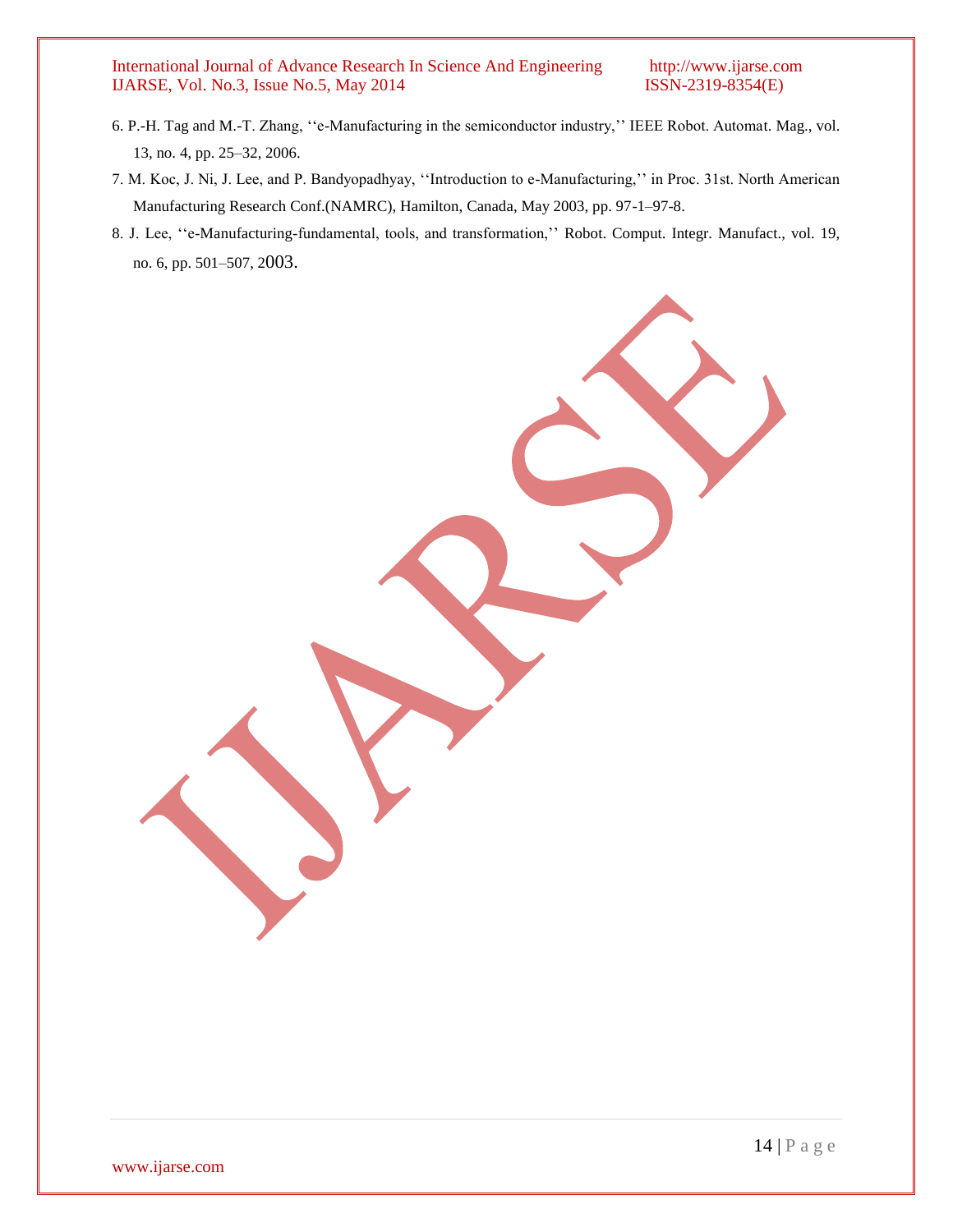6. P.-H. Tag and M.-T. Zhang, ''e-Manufacturing in the semiconductor industry,'' IEEE Robot. Automat. Mag., vol. 13, no. 4, pp. 25–32, 2006.
7. M. Koc, J. Ni, J. Lee, and P. Bandyopadhyay, ''Introduction to e-Manufacturing,'' in Proc. 31st. North American Manufacturing Research Conf.(NAMRC), Hamilton, Canada, May 2003, pp. 97-1–97-8.
8. J. Lee, ''e-Manufacturing-fundamental, tools, and transformation,'' Robot. Comput. Integr. Manufact., vol. 19, no. 6, pp. 501–507, 2003.